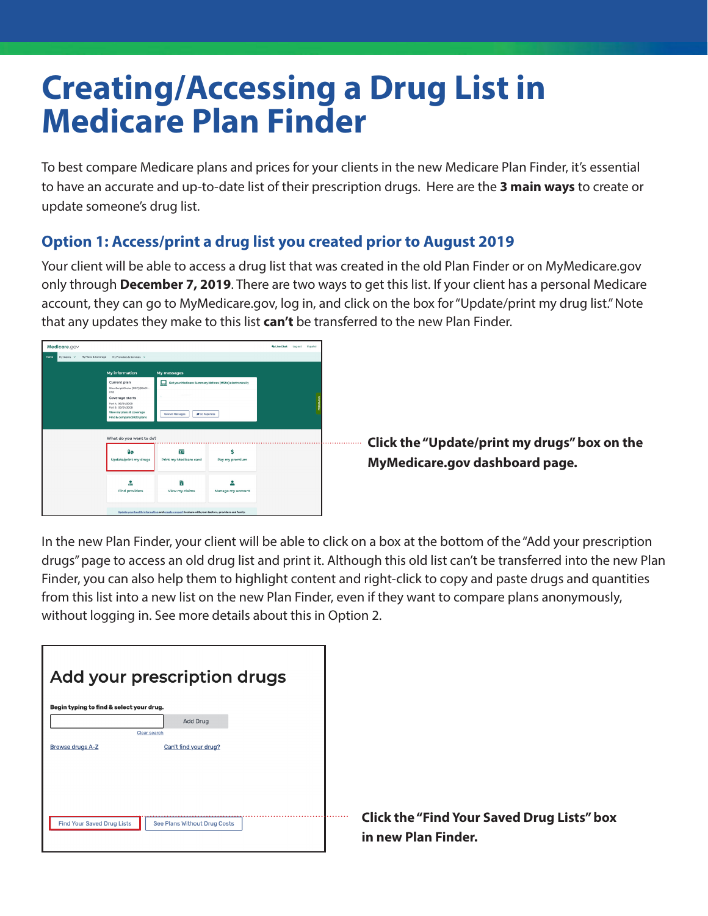# Creating/Accessing a Drug List in Medicare Plan Finder

To best compare Medicare plans and prices for your clients in the new Medicare Plan Finder, it's essential to have an accurate and up-to-date list of their prescription drugs. Here are the **3 main ways** to create or update someone's drug list.

## Option 1: Access/print a drug list you created prior to August 2019

Your client will be able to access a drug list that was created in the old Plan Finder or on MyMedicare.gov only through **December 7, 2019**. There are two ways to get this list. If your client has a personal Medicare account, they can go to MyMedicare.gov, log in, and click on the box for "Update/print my drug list." Note that any updates they make to this list **can't** be transferred to the new Plan Finder.

**Click the "Update/print my drugs" box on the MyMedicare.gov dashboard page.**

In the new Plan Finder, your client will be able to click on a box at the bottom of the "Add your prescription drugs" page to access an old drug list and print it. Although this old list can't be transferred into the new Plan Finder, you can also help them to highlight content and right-click to copy and paste drugs and quantities from this list into a new list on the new Plan Finder, even if they want to compare plans anonymously, without logging in. See more details about this in Option 2.

**Click the "Find Your Saved Drug Lists" box in new Plan Finder.**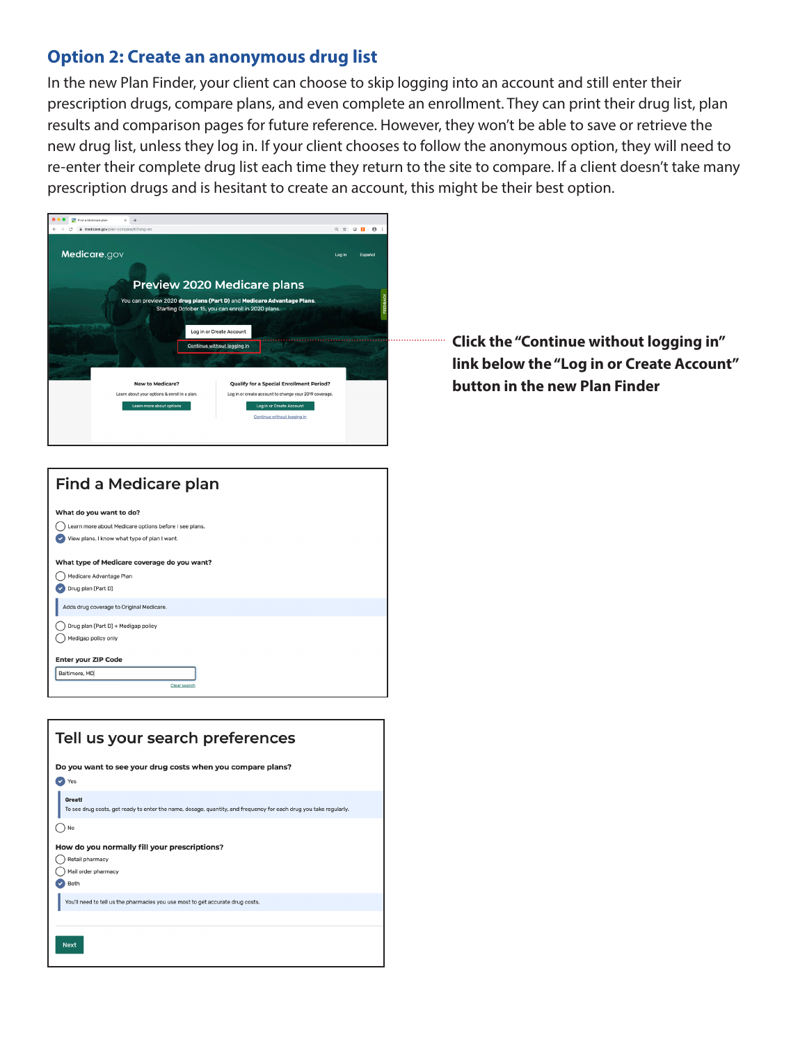## Option 2: Create an anonymous drug list

In the new Plan Finder, your client can choose to skip logging into an account and still enter their prescription drugs, compare plans, and even complete an enrollment. They can print their drug list, plan results and comparison pages for future reference. However, they won't be able to save or retrieve the new drug list, unless they log in. If your client chooses to follow the anonymous option, they will need to re-enter their complete drug list each time they return to the site to compare. If a client doesn't take many prescription drugs and is hesitant to create an account, this might be their best option.

Medicare.gov

Log in　Español

Preview 2020 Medicare plans

You can preview 2020 **drug plans (Part D)** and **Medicare Advantage Plans**. Starting October 15, you can enroll in 2020 plans.

Log in or Create Account

Continue without logging in

New to Medicare?

Learn about your options & enroll in a plan.

Learn more about options

Qualify for a Special Enrollment Period?

Log in or create account to change your 2019 coverage.

Log in or Create Account

Continue without logging in

**Click the "Continue without logging in" link below the "Log in or Create Account" button in the new Plan Finder**

### Find a Medicare plan

**What do you want to do?**

- ○ Learn more about Medicare options before I see plans.
- ● View plans. I know what type of plan I want.

**What type of Medicare coverage do you want?**

- ○ Medicare Advantage Plan
- ● Drug plan (Part D)

Adds drug coverage to Original Medicare.

- ○ Drug plan (Part D) + Medigap policy
- ○ Medigap policy only

**Enter your ZIP Code**

Baltimore, MD

Clear search

### Tell us your search preferences

**Do you want to see your drug costs when you compare plans?**

- ● Yes

**Great!**
To see drug costs, get ready to enter the name, dosage, quantity, and frequency for each drug you take regularly.

- ○ No

**How do you normally fill your prescriptions?**

- ○ Retail pharmacy
- ○ Mail order pharmacy
- ● Both

You'll need to tell us the pharmacies you use most to get accurate drug costs.

Next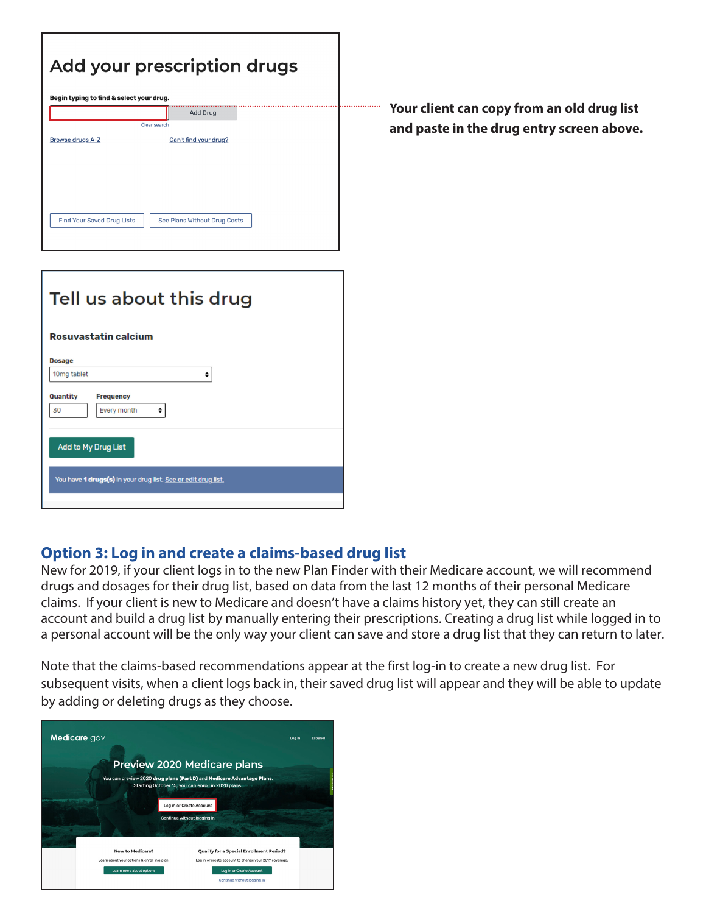Add your prescription drugs

Begin typing to find & select your drug.

Add Drug

Clear search

Browse drugs A-Z

Can't find your drug?

Find Your Saved Drug Lists

See Plans Without Drug Costs

**Your client can copy from an old drug list and paste in the drug entry screen above.**

Tell us about this drug

Rosuvastatin calcium

Dosage

10mg tablet

Quantity

30

Frequency

Every month

Add to My Drug List

You have **1 drugs(s)** in your drug list. See or edit drug list.

## Option 3: Log in and create a claims-based drug list

New for 2019, if your client logs in to the new Plan Finder with their Medicare account, we will recommend drugs and dosages for their drug list, based on data from the last 12 months of their personal Medicare claims. If your client is new to Medicare and doesn't have a claims history yet, they can still create an account and build a drug list by manually entering their prescriptions. Creating a drug list while logged in to a personal account will be the only way your client can save and store a drug list that they can return to later.

Note that the claims-based recommendations appear at the first log-in to create a new drug list. For subsequent visits, when a client logs back in, their saved drug list will appear and they will be able to update by adding or deleting drugs as they choose.

Medicare.gov

Log in    Español

Preview 2020 Medicare plans

You can preview 2020 **drug plans (Part D)** and **Medicare Advantage Plans.** Starting October 15, you can enroll in 2020 plans.

Log in or Create Account

Continue without logging in

New to Medicare?

Learn about your options & enroll in a plan.

Learn more about options

Qualify for a Special Enrollment Period?

Log in or create account to change your 2019 coverage.

Log in or Create Account

Continue without logging in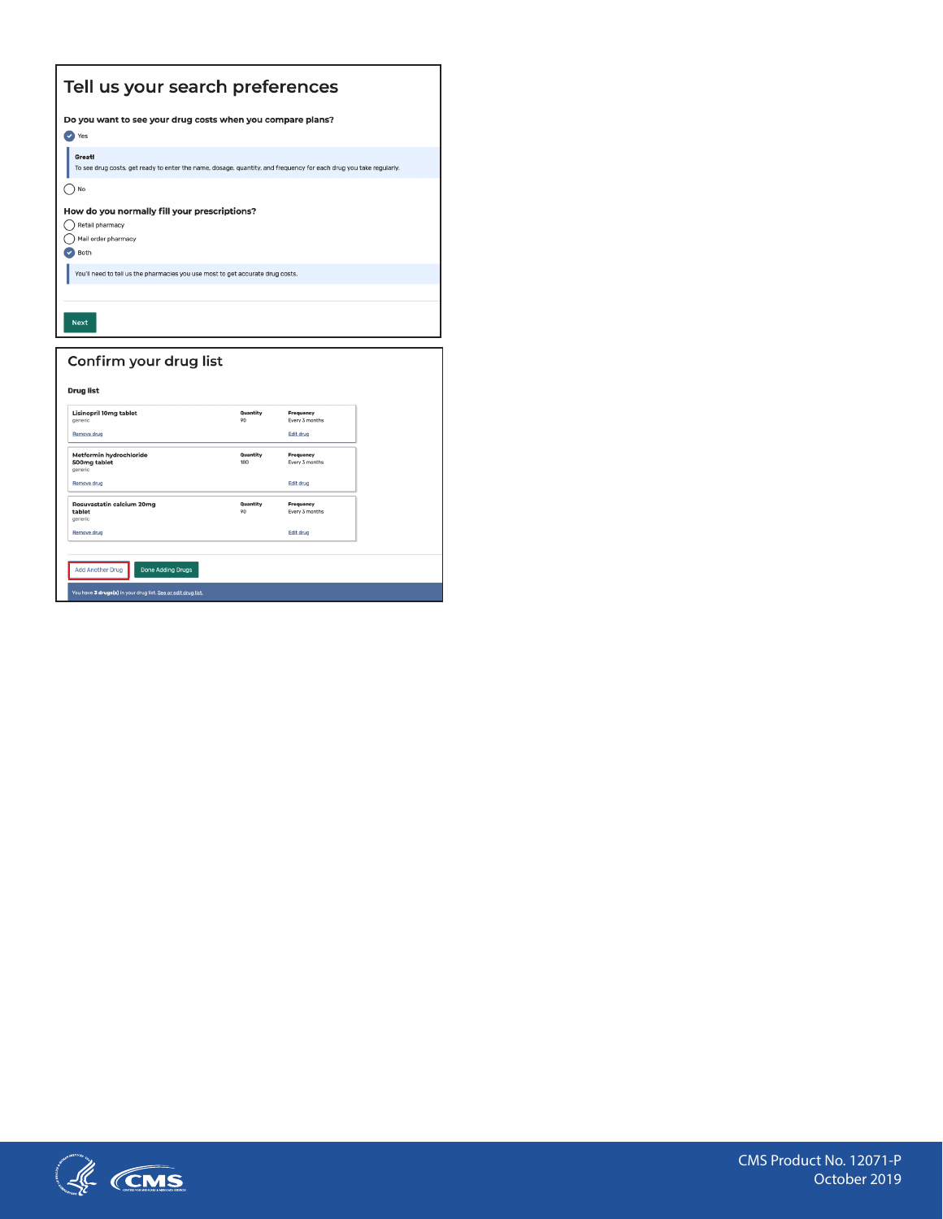## Tell us your search preferences

**Do you want to see your drug costs when you compare plans?**

- [x] Yes

**Great!**
To see drug costs, get ready to enter the name, dosage, quantity, and frequency for each drug you take regularly.

- [ ] No

**How do you normally fill your prescriptions?**

- [ ] Retail pharmacy
- [ ] Mail order pharmacy
- [x] Both

You'll need to tell us the pharmacies you use most to get accurate drug costs.

Next

## Confirm your drug list

**Drug list**

| | | |
|---|---|---|
| **Lisinopril 10mg tablet** generic | **Quantity** 90 | **Frequency** Every 3 months |
| Remove drug | | Edit drug |
| **Metformin hydrochloride 500mg tablet** generic | **Quantity** 180 | **Frequency** Every 3 months |
| Remove drug | | Edit drug |
| **Rosuvastatin calcium 20mg tablet** generic | **Quantity** 90 | **Frequency** Every 3 months |
| Remove drug | | Edit drug |

Add Another Drug    Done Adding Drugs

You have **3 drugs(s)** in your drug list. See or edit drug list.

CMS Product No. 12071-P
October 2019